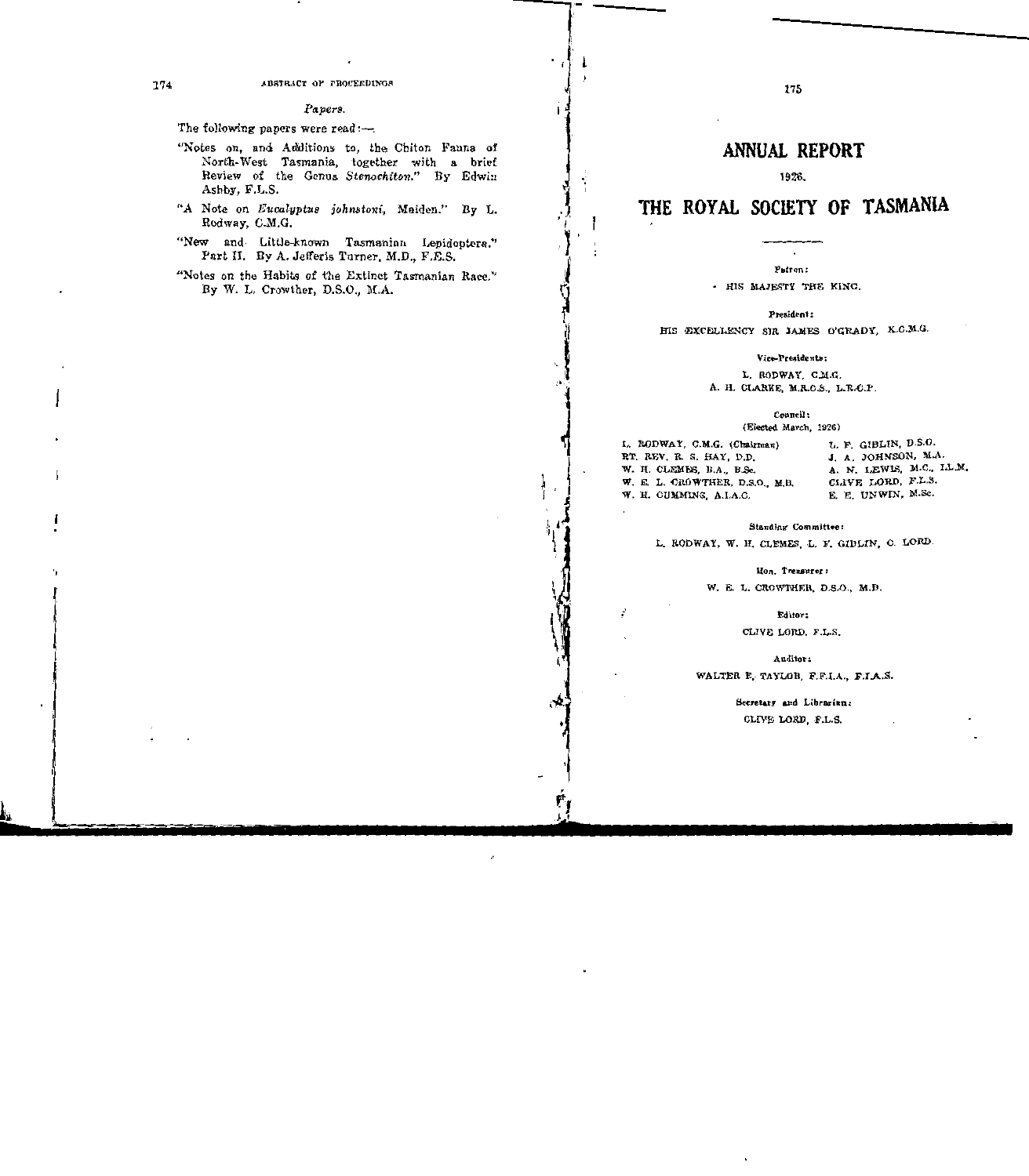*Papers.*

The following papers were read:—

"Notes on, and Additions to, the Chiton Fauna of North-West Tasmania, together with a brief Review of the Genus *Stenochiton*." By Edwin Ashby, F.L.S.

"A Note on *Eucalyptus johnstoni*, Maiden." By L. Rodway, C.M.G.

"New and Little-known Tasmanian Lepidoptera." Part II. By A. Jefferis Turner, M.D., F.E.S.

"Notes on the Habits of the Extinct Tasmanian Race." By W. L. Crowther, D.S.O., M.A.

# ANNUAL REPORT

1926.

# THE ROYAL SOCIETY OF TASMANIA

**Patron:**

HIS MAJESTY THE KING.

**President:**

HIS EXCELLENCY SIR JAMES O'GRADY, K.C.M.G.

**Vice-Presidents:**

L. RODWAY, C.M.G.
A. H. CLARKE, M.R.C.S., L.R.C.P.

**Council:**
(Elected March, 1926)

L. RODWAY, C.M.G. (Chairman)
RT. REV. R. S. HAY, D.D.
W. H. CLEMES, B.A., B.Sc.
W. E. L. CROWTHER, D.S.O., M.B.
W. H. CUMMINS, A.I.A.C.
L. F. GIBLIN, D.S.O.
J. A. JOHNSON, M.A.
A. N. LEWIS, M.C., LL.M.
CLIVE LORD, F.L.S.
E. E. UNWIN, M.Sc.

**Standing Committee:**

L. RODWAY, W. H. CLEMES, L. F. GIBLIN, C. LORD.

**Hon. Treasurer:**

W. E. L. CROWTHER, D.S.O., M.B.

**Editor:**

CLIVE LORD, F.L.S.

**Auditor:**

WALTER E. TAYLOR, F.F.I.A., F.I.A.S.

**Secretary and Librarian:**

CLIVE LORD, F.L.S.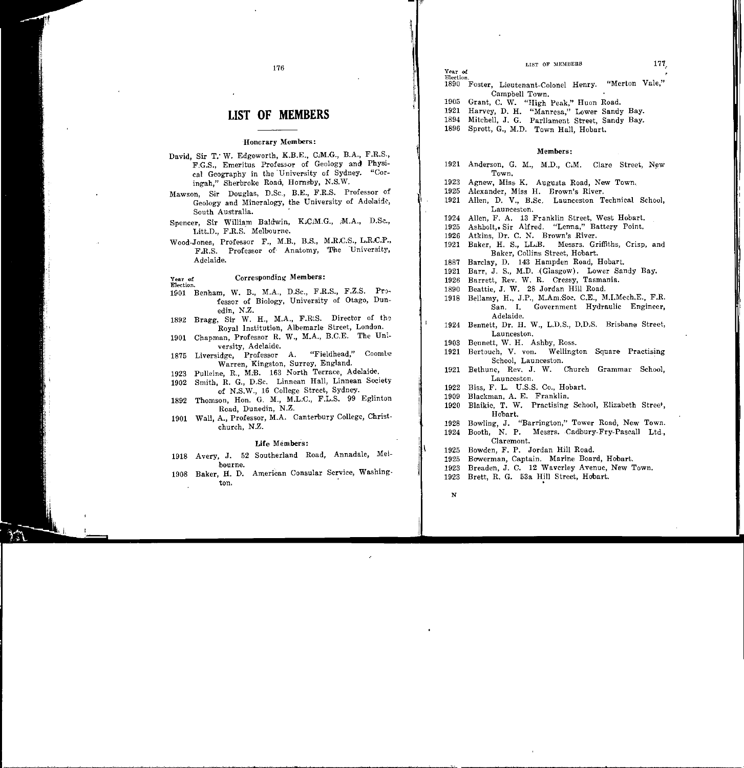# LIST OF MEMBERS

### Honorary Members:

David, Sir T. W. Edgeworth, K.B.E., C.M.G., B.A., F.R.S., F.G.S., Emeritus Professor of Geology and Physical Geography in the University of Sydney. "Coringah," Sherbroke Road, Hornsby, N.S.W.

Mawson, Sir Douglas, D.Sc., B.E., F.R.S. Professor of Geology and Mineralogy, the University of Adelaide, South Australia.

Spencer, Sir William Baldwin, K.C.M.G., M.A., D.Sc., Litt.D., F.R.S. Melbourne.

Wood-Jones, Professor F., M.B., B.S., M.R.C.S., L.R.C.P., F.R.S. Professor of Anatomy, The University, Adelaide.

### Corresponding Members:

Year of Election.

1901 Benham, W. B., M.A., D.Sc., F.R.S., F.Z.S. Professor of Biology, University of Otago, Dunedin, N.Z.

1892 Bragg, Sir W. H., M.A., F.R.S. Director of the Royal Institution, Albemarle Street, London.

1901 Chapman, Professor R. W., M.A., B.C.E. The University, Adelaide.

1875 Liversidge, Professor A. "Fieldhead," Coombe Warren, Kingston, Surrey, England.

1923 Pulleine, R., M.B. 163 North Terrace, Adelaide.

1902 Smith, R. G., D.Sc. Linnean Hall, Linnean Society of N.S.W., 16 College Street, Sydney.

1892 Thomson, Hon. G. M., M.L.C., F.L.S. 99 Eglinton Road, Dunedin, N.Z.

1901 Wall, A., Professor, M.A. Canterbury College, Christchurch, N.Z.

### Life Members:

1918 Avery, J. 52 Southerland Road, Annadale, Melbourne.

1908 Baker, H. D. American Consular Service, Washington.

1890 Foster, Lieutenant-Colonel Henry. "Merton Vale," Campbell Town.

1905 Grant, C. W. "High Peak," Huon Road.

1921 Harvey, D. H. "Manresa," Lower Sandy Bay.

1894 Mitchell, J. G. Parliament Street, Sandy Bay.

1896 Sprott, G., M.D. Town Hall, Hobart.

### Members:

1921 Anderson, G. M., M.D., C.M. Clare Street, New Town.

1923 Agnew, Miss K. Augusta Road, New Town.

1925 Alexander, Miss H. Brown's River.

1921 Allen, D. V., B.Sc. Launceston Technical School, Launceston.

1924 Allen, F. A. 13 Franklin Street, West Hobart.

1925 Ashbolt, Sir Alfred. "Lenna," Battery Point.

1926 Atkins, Dr. C. N. Brown's River.

1921 Baker, H. S., LL.B. Messrs. Griffiths, Crisp, and Baker, Collins Street, Hobart.

1887 Barclay, D. 143 Hampden Road, Hobart.

1921 Barr, J. S., M.D. (Glasgow). Lower Sandy Bay.

1926 Barrett, Rev. W. R. Cressy, Tasmania.

1890 Beattie, J. W. 28 Jordan Hill Road.

1918 Bellamy, H., J.P., M.Am.Soc. C.E., M.I.Mech.E., F.R. San. I. Government Hydraulic Engineer, Adelaide.

1924 Bennett, Dr. H. W., L.D.S., D.D.S. Brisbane Street, Launceston.

1903 Bennett, W. H. Ashby, Ross.

1921 Bertouch, V. von. Wellington Square Practising School, Launceston.

1921 Bethune, Rev. J. W. Church Grammar School, Launceston.

1922 Biss, F. L. U.S.S. Co., Hobart.

1909 Blackman, A. E. Franklin.

1920 Blaikie, T. W. Practising School, Elizabeth Street, Hobart.

1928 Bowling, J. "Barrington," Tower Road, New Town.

1924 Booth, N. P. Messrs. Cadbury-Fry-Pascall Ltd., Claremont.

1925 Bowden, F. P. Jordan Hill Road.

1925 Bowerman, Captain. Marine Board, Hobart.

1923 Breaden, J. C. 12 Waverley Avenue, New Town.

1923 Brett, R. G. 53a Hill Street, Hobart.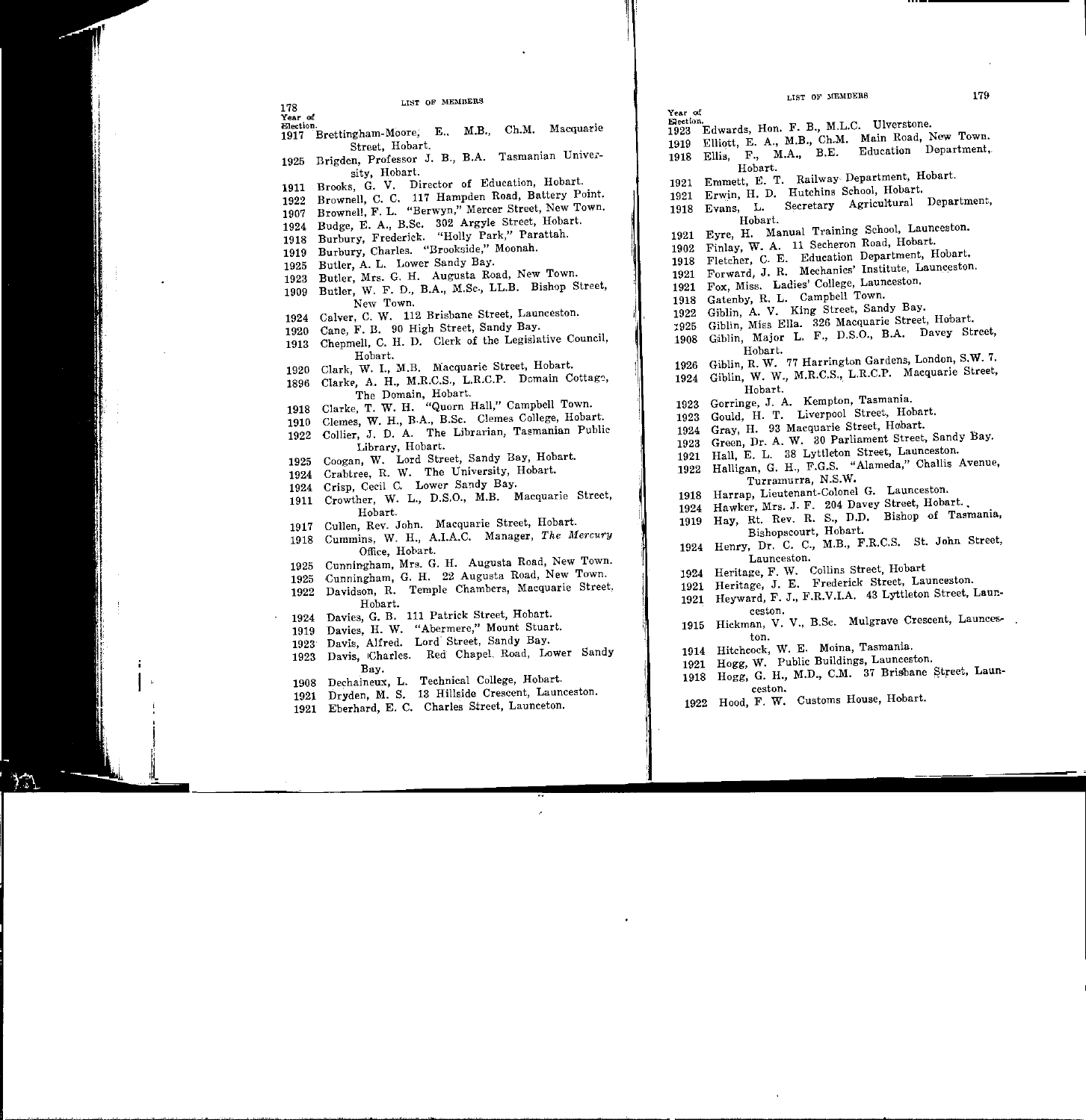| Year of Election. | |
|---|---|
| 1917 | Brettingham-Moore, E., M.B., Ch.M. Macquarie Street, Hobart. |
| 1925 | Brigden, Professor J. B., B.A. Tasmanian University, Hobart. |
| 1911 | Brooks, G. V. Director of Education, Hobart. |
| 1922 | Brownell, C. C. 117 Hampden Road, Battery Point. |
| 1907 | Brownell, F. L. "Berwyn," Mercer Street, New Town. |
| 1924 | Budge, E. A., B.Sc. 302 Argyle Street, Hobart. |
| 1918 | Burbury, Frederick. "Holly Park," Parattah. |
| 1919 | Burbury, Charles. "Brookside," Moonah. |
| 1925 | Butler, A. L. Lower Sandy Bay. |
| 1923 | Butler, Mrs. G. H. Augusta Road, New Town. |
| 1909 | Butler, W. F. D., B.A., M.Sc., LL.B. Bishop Street, New Town. |
| 1924 | Calver, C. W. 112 Brisbane Street, Launceston. |
| 1920 | Cane, F. B. 90 High Street, Sandy Bay. |
| 1913 | Chepmell, C. H. D. Clerk of the Legislative Council, Hobart. |
| 1920 | Clark, W. I., M.B. Macquarie Street, Hobart. |
| 1896 | Clarke, A. H., M.R.C.S., L.R.C.P. Domain Cottage, The Domain, Hobart. |
| 1918 | Clarke, T. W. H. "Quorn Hall," Campbell Town. |
| 1910 | Clemes, W. H., B.A., B.Sc. Clemes College, Hobart. |
| 1922 | Collier, J. D. A. The Librarian, Tasmanian Public Library, Hobart. |
| 1925 | Coogan, W. Lord Street, Sandy Bay, Hobart. |
| 1924 | Crabtree, R. W. The University, Hobart. |
| 1924 | Crisp, Cecil C. Lower Sandy Bay. |
| 1911 | Crowther, W. L., D.S.O., M.B. Macquarie Street, Hobart. |
| 1917 | Cullen, Rev. John. Macquarie Street, Hobart. |
| 1918 | Cummins, W. H., A.I.A.C. Manager, *The Mercury* Office, Hobart. |
| 1925 | Cunningham, Mrs. G. H. Augusta Road, New Town. |
| 1925 | Cunningham, G. H. 22 Augusta Road, New Town. |
| 1922 | Davidson, R. Temple Chambers, Macquarie Street, Hobart. |
| 1924 | Davies, G. B. 111 Patrick Street, Hobart. |
| 1919 | Davies, H. W. "Abermere," Mount Stuart. |
| 1923 | Davis, Alfred. Lord Street, Sandy Bay. |
| 1923 | Davis, Charles. Red Chapel Road, Lower Sandy Bay. |
| 1908 | Dechaineux, L. Technical College, Hobart. |
| 1921 | Dryden, M. S. 13 Hillside Crescent, Launceston. |
| 1921 | Eberhard, E. C. Charles Street, Launceton. |
| 1923 | Edwards, Hon. F. B., M.L.C. Ulverstone. |
| 1919 | Elliott, E. A., M.B., Ch.M. Main Road, New Town. |
| 1918 | Ellis, F., M.A., B.E. Education Department, Hobart. |
| 1921 | Emmett, E. T. Railway Department, Hobart. |
| 1921 | Erwin, H. D. Hutchins School, Hobart. |
| 1918 | Evans, L. Secretary Agricultural Department, Hobart. |
| 1921 | Eyre, H. Manual Training School, Launceston. |
| 1902 | Finlay, W. A. 11 Secheron Road, Hobart. |
| 1918 | Fletcher, C. E. Education Department, Hobart. |
| 1921 | Forward, J. R. Mechanics' Institute, Launceston. |
| 1921 | Fox, Miss. Ladies' College, Launceston. |
| 1918 | Gatenby, R. L. Campbell Town. |
| 1922 | Giblin, A. V. King Street, Sandy Bay. |
| 1925 | Giblin, Miss Ella. 326 Macquarie Street, Hobart. |
| 1908 | Giblin, Major L. F., D.S.O., B.A. Davey Street, Hobart. |
| 1926 | Giblin, R. W. 77 Harrington Gardens, London, S.W. 7. |
| 1924 | Giblin, W. W., M.R.C.S., L.R.C.P. Macquarie Street, Hobart. |
| 1923 | Gorringe, J. A. Kempton, Tasmania. |
| 1923 | Gould, H. T. Liverpool Street, Hobart. |
| 1924 | Gray, H. 93 Macquarie Street, Hobart. |
| 1923 | Green, Dr. A. W. 30 Parliament Street, Sandy Bay. |
| 1921 | Hall, E. L. 38 Lyttleton Street, Launceston. |
| 1922 | Halligan, G. H., F.G.S. "Alameda," Challis Avenue, Turramurra, N.S.W. |
| 1918 | Harrap, Lieutenant-Colonel G. Launceston. |
| 1924 | Hawker, Mrs. J. F. 204 Davey Street, Hobart. |
| 1919 | Hay, Rt. Rev. R. S., D.D. Bishop of Tasmania, Bishopscourt, Hobart. |
| 1924 | Henry, Dr. C. C., M.B., F.R.C.S. St. John Street, Launceston. |
| 1924 | Heritage, F. W. Collins Street, Hobart |
| 1921 | Heritage, J. E. Frederick Street, Launceston. |
| 1921 | Heyward, F. J., F.R.V.I.A. 43 Lyttleton Street, Launceston. |
| 1915 | Hickman, V. V., B.Sc. Mulgrave Crescent, Launceston. |
| 1914 | Hitchcock, W. E. Moina, Tasmania. |
| 1921 | Hogg, W. Public Buildings, Launceston. |
| 1918 | Hogg, G. H., M.D., C.M. 37 Brisbane Street, Launceston. |
| 1922 | Hood, F. W. Customs House, Hobart. |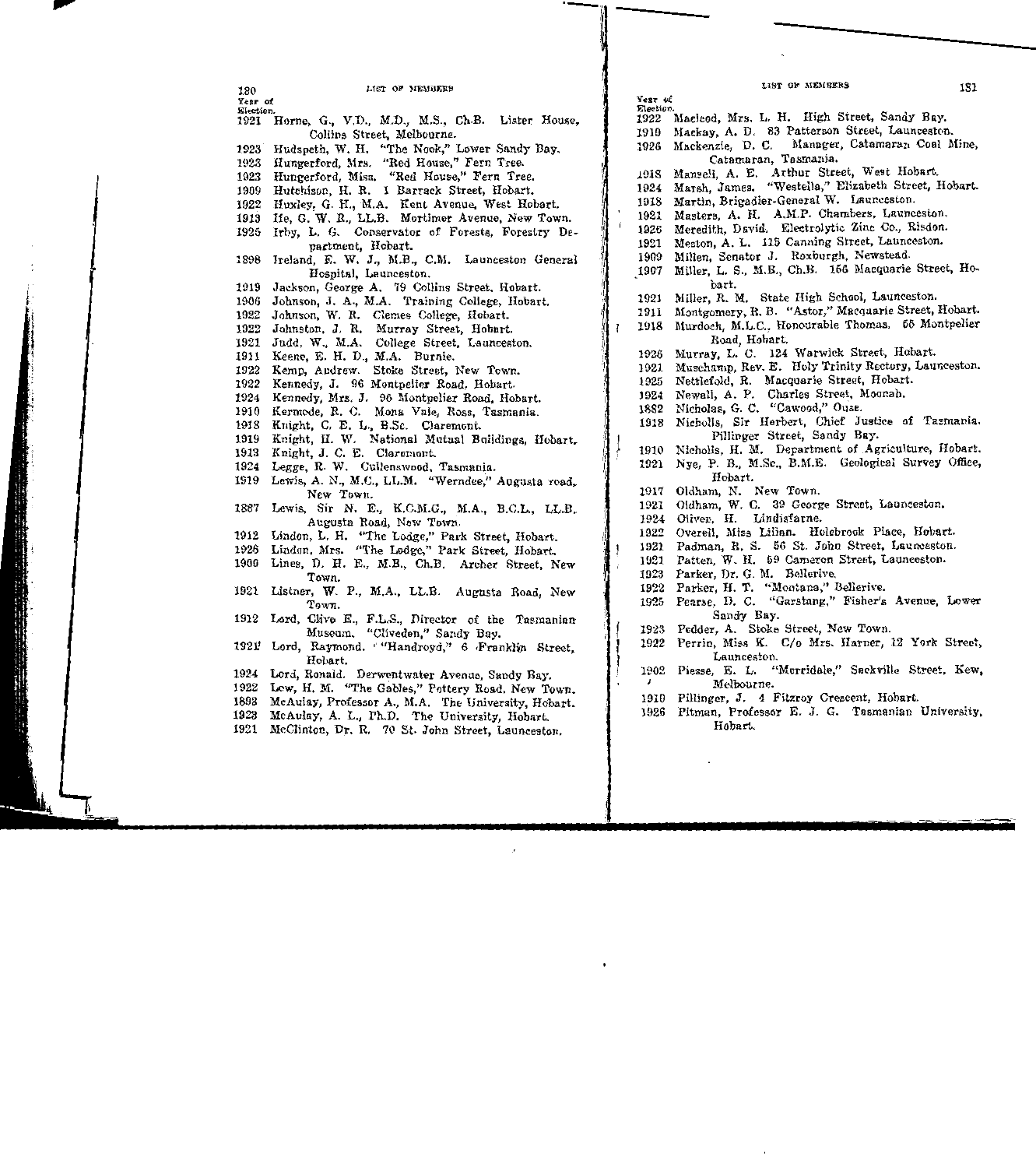Year of Election.

1921 Horne, G., V.D., M.D., M.S., Ch.B. Lister House, Collins Street, Melbourne.
1923 Hudspeth, W. H. "The Nook," Lower Sandy Bay.
1923 Hungerford, Mrs. "Red House," Fern Tree.
1923 Hungerford, Miss. "Red House," Fern Tree.
1909 Hutchison, H. R. 1 Barrack Street, Hobart.
1922 Huxley, G. H., M.A. Kent Avenue, West Hobart.
1913 Ife, G. W. R., LL.B. Mortimer Avenue, New Town.
1925 Irby, L. G. Conservator of Forests, Forestry Department, Hobart.
1898 Ireland, E. W. J., M.B., C.M. Launceston General Hospital, Launceston.
1919 Jackson, George A. 79 Collins Street, Hobart.
1906 Johnson, J. A., M.A. Training College, Hobart.
1922 Johnson, W. R. Clemes College, Hobart.
1922 Johnston, J. R. Murray Street, Hobart.
1921 Judd, W., M.A. College Street, Launceston.
1911 Keene, E. H. D., M.A. Burnie.
1922 Kemp, Andrew. Stoke Street, New Town.
1922 Kennedy, J. 96 Montpelier Road, Hobart.
1924 Kennedy, Mrs. J. 96 Montpelier Road, Hobart.
1910 Kermode, R. C. Mona Vale, Ross, Tasmania.
1918 Knight, C. E. L., B.Sc. Claremont.
1919 Knight, H. W. National Mutual Buildings, Hobart.
1913 Knight, J. C. E. Claremont.
1924 Legge, R. W. Cullenswood, Tasmania.
1919 Lewis, A. N., M.C., LL.M. "Werndee," Augusta road, New Town.
1887 Lewis, Sir N. E., K.C.M.G., M.A., B.C.L., LL.B. Augusta Road, New Town.
1912 Lindon, L. H. "The Lodge," Park Street, Hobart.
1926 Lindon, Mrs. "The Lodge," Park Street, Hobart.
1900 Lines, D. H. E., M.B., Ch.B. Archer Street, New Town.
1921 Listner, W. P., M.A., LL.B. Augusta Road, New Town.
1912 Lord, Clive E., F.L.S., Director of the Tasmanian Museum. "Cliveden," Sandy Bay.
1921 Lord, Raymond. "Handroyd," 6 Franklin Street, Hobart.
1924 Lord, Ronald. Derwentwater Avenue, Sandy Bay.
1922 Low, H. M. "The Gables," Pottery Road, New Town.
1893 McAulay, Professor A., M.A. The University, Hobart.
1923 McAulay, A. L., Ph.D. The University, Hobart.
1921 McClinton, Dr. R. 70 St. John Street, Launceston.
1922 Macleod, Mrs. L. H. High Street, Sandy Bay.
1919 Mackay, A. D. 83 Patterson Street, Launceston.
1926 Mackenzie, D. C. Manager, Catamaran Coal Mine, Catamaran, Tasmania.
1918 Mansell, A. E. Arthur Street, West Hobart.
1924 Marsh, James. "Westella," Elizabeth Street, Hobart.
1918 Martin, Brigadier-General W. Launceston.
1921 Masters, A. H. A.M.P. Chambers, Launceston.
1926 Meredith, David. Electrolytic Zinc Co., Risdon.
1921 Meston, A. L. 115 Canning Street, Launceston.
1909 Millen, Senator J. Roxburgh, Newstead.
1907 Miller, L. S., M.B., Ch.B. 156 Macquarie Street, Hobart.
1921 Miller, R. M. State High School, Launceston.
1911 Montgomery, R. B. "Astor," Macquarie Street, Hobart.
1918 Murdoch, M.L.C., Honourable Thomas. 65 Montpelier Road, Hobart.
1926 Murray, L. C. 124 Warwick Street, Hobart.
1921 Muschamp, Rev. E. Holy Trinity Rectory, Launceston.
1925 Nettlefold, R. Macquarie Street, Hobart.
1924 Newell, A. P. Charles Street, Moonah.
1882 Nicholas, G. C. "Cawood," Ouse.
1918 Nicholls, Sir Herbert, Chief Justice of Tasmania. Pillinger Street, Sandy Bay.
1910 Nicholls, H. M. Department of Agriculture, Hobart.
1921 Nye, P. B., M.Sc., B.M.E. Geological Survey Office, Hobart.
1917 Oldham, N. New Town.
1921 Oldham, W. C. 39 George Street, Launceston.
1924 Oliver, H. Lindisfarne.
1922 Overell, Miss Lilian. Holebrook Place, Hobart.
1921 Padman, R. S. 56 St. John Street, Launceston.
1921 Patten, W. H. 69 Cameron Street, Launceston.
1923 Parker, Dr. G. M. Bellerive.
1922 Parker, H. T. "Montana," Bellerive.
1925 Pearse, D. C. "Garstang," Fisher's Avenue, Lower Sandy Bay.
1923 Pedder, A. Stoke Street, New Town.
1922 Perrin, Miss K. C/o Mrs. Harner, 12 York Street, Launceston.
1902 Piesse, E. L. "Merridale," Sackville Street, Kew, Melbourne.
1910 Pillinger, J. 4 Fitzroy Crescent, Hobart.
1926 Pitman, Professor E. J. G. Tasmanian University, Hobart.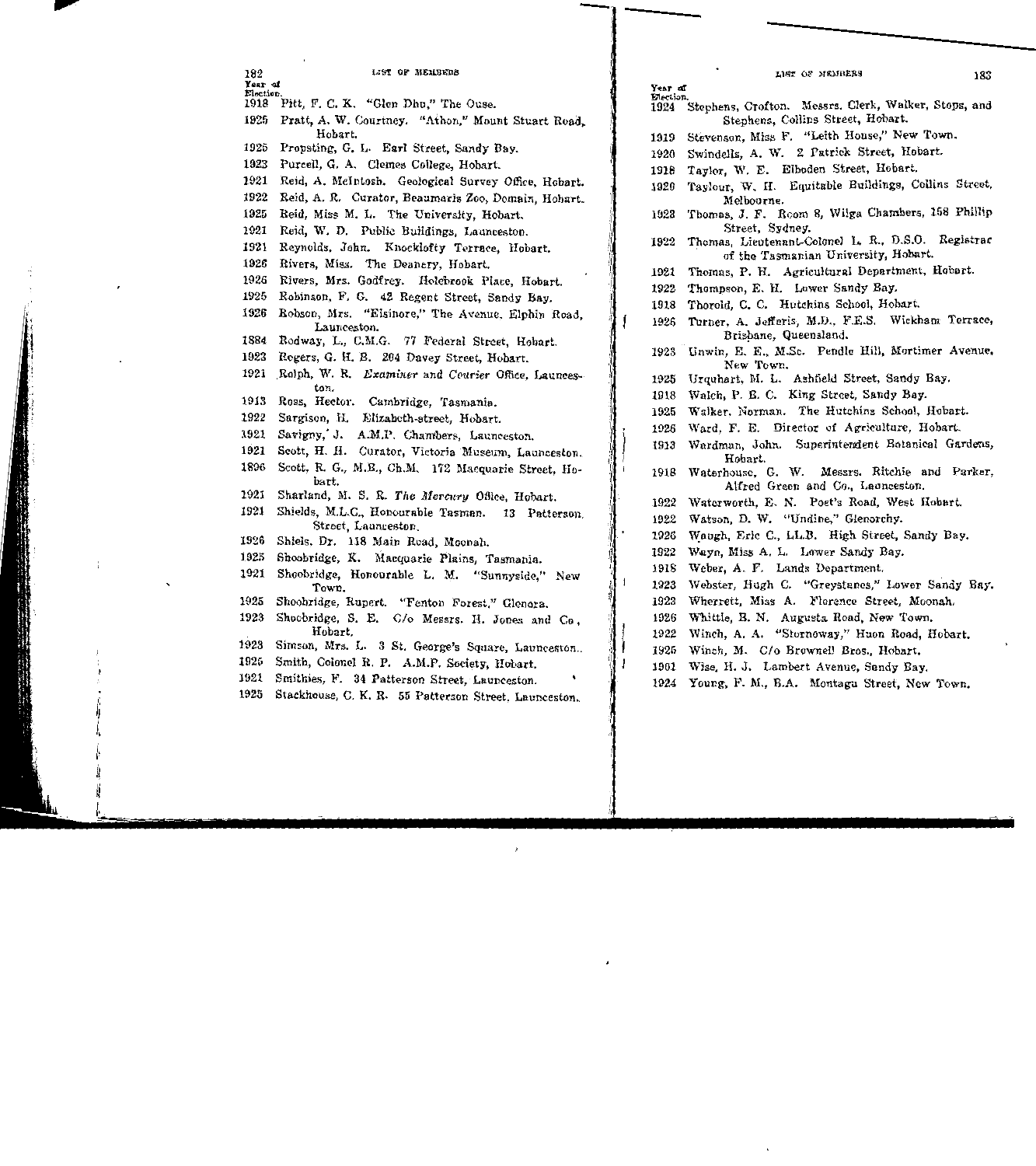| Year of Election. | |
|---|---|
| 1918 | Pitt, F. C. K. "Glen Dhu," The Ouse. |
| 1925 | Pratt, A. W. Courtney. "Athon," Mount Stuart Road, Hobart. |
| 1925 | Propsting, G. L. Earl Street, Sandy Bay. |
| 1923 | Purcell, G. A. Clemes College, Hobart. |
| 1921 | Reid, A. McIntosh. Geological Survey Office, Hobart. |
| 1922 | Reid, A. R. Curator, Beaumaris Zoo, Domain, Hobart. |
| 1925 | Reid, Miss M. L. The University, Hobart. |
| 1921 | Reid, W. D. Public Buildings, Launceston. |
| 1921 | Reynolds, John. Knocklofty Terrace, Hobart. |
| 1926 | Rivers, Miss. The Deanery, Hobart. |
| 1926 | Rivers, Mrs. Godfrey. Holebrook Place, Hobart. |
| 1925 | Robinson, F. G. 42 Regent Street, Sandy Bay. |
| 1926 | Robson, Mrs. "Elsinore," The Avenue, Elphin Road, Launceston. |
| 1884 | Rodway, L., C.M.G. 77 Federal Street, Hobart. |
| 1923 | Rogers, G. H. B. 204 Davey Street, Hobart. |
| 1921 | Rolph, W. R. *Examiner* and *Courier* Office, Launceston. |
| 1913 | Ross, Hector. Cambridge, Tasmania. |
| 1922 | Sargison, H. Elizabeth-street, Hobart. |
| 1921 | Savigny, J. A.M.P. Chambers, Launceston. |
| 1921 | Scott, H. H. Curator, Victoria Museum, Launceston. |
| 1896 | Scott, R. G., M.B., Ch.M. 172 Macquarie Street, Hobart. |
| 1921 | Sharland, M. S. R. *The Mercury* Office, Hobart. |
| 1921 | Shields, M.L.C., Honourable Tasman. 13 Patterson Street, Launceston. |
| 1926 | Shiels, Dr. 118 Main Road, Moonah. |
| 1925 | Shoobridge, K. Macquarie Plains, Tasmania. |
| 1921 | Shoobridge, Honourable L. M. "Sunnyside," New Town. |
| 1925 | Shoobridge, Rupert. "Fenton Forest," Glenora. |
| 1923 | Shoobridge, S. E. C/o Messrs. H. Jones and Co., Hobart. |
| 1923 | Simson, Mrs. L. 3 St. George's Square, Launceston. |
| 1925 | Smith, Colonel R. P. A.M.P. Society, Hobart. |
| 1921 | Smithies, F. 34 Patterson Street, Launceston. |
| 1925 | Stackhouse, C. K. R. 55 Patterson Street, Launceston. |
| 1924 | Stephens, Crofton. Messrs. Clerk, Walker, Stops, and Stephens, Collins Street, Hobart. |
| 1919 | Stevenson, Miss F. "Leith House," New Town. |
| 1920 | Swindells, A. W. 2 Patrick Street, Hobart. |
| 1918 | Taylor, W. E. Elboden Street, Hobart. |
| 1920 | Taylour, W. H. Equitable Buildings, Collins Street, Melbourne. |
| 1923 | Thomas, J. F. Room 8, Wilga Chambers, 158 Phillip Street, Sydney. |
| 1922 | Thomas, Lieutenant-Colonel L. R., D.S.O. Registrar of the Tasmanian University, Hobart. |
| 1921 | Thomas, P. H. Agricultural Department, Hobart. |
| 1922 | Thompson, E. H. Lower Sandy Bay. |
| 1918 | Thorold, C. C. Hutchins School, Hobart. |
| 1926 | Turner, A. Jefferis, M.D., F.E.S. Wickham Terrace, Brisbane, Queensland. |
| 1923 | Unwin, E. E., M.Sc. Pendle Hill, Mortimer Avenue, New Town. |
| 1925 | Urquhart, M. L. Ashfield Street, Sandy Bay. |
| 1918 | Walch, P. B. C. King Street, Sandy Bay. |
| 1925 | Walker, Norman. The Hutchins School, Hobart. |
| 1926 | Ward, F. E. Director of Agriculture, Hobart. |
| 1913 | Wardman, John. Superintendent Botanical Gardens, Hobart. |
| 1918 | Waterhouse, G. W. Messrs. Ritchie and Parker, Alfred Green and Co., Launceston. |
| 1922 | Waterworth, E. N. Poet's Road, West Hobart. |
| 1922 | Watson, D. W. "Undine," Glenorchy. |
| 1926 | Waugh, Eric C., LL.B. High Street, Sandy Bay. |
| 1922 | Wayn, Miss A. L. Lower Sandy Bay. |
| 1918 | Weber, A. F. Lands Department. |
| 1923 | Webster, Hugh C. "Greystanes," Lower Sandy Bay. |
| 1923 | Wherrett, Miss A. Florence Street, Moonah. |
| 1926 | Whittle, B. N. Augusta Road, New Town. |
| 1922 | Winch, A. A. "Stornoway," Huon Road, Hobart. |
| 1925 | Winch, M. C/o Brownell Bros., Hobart. |
| 1901 | Wise, H. J. Lambert Avenue, Sandy Bay. |
| 1924 | Young, F. M., B.A. Montagu Street, New Town. |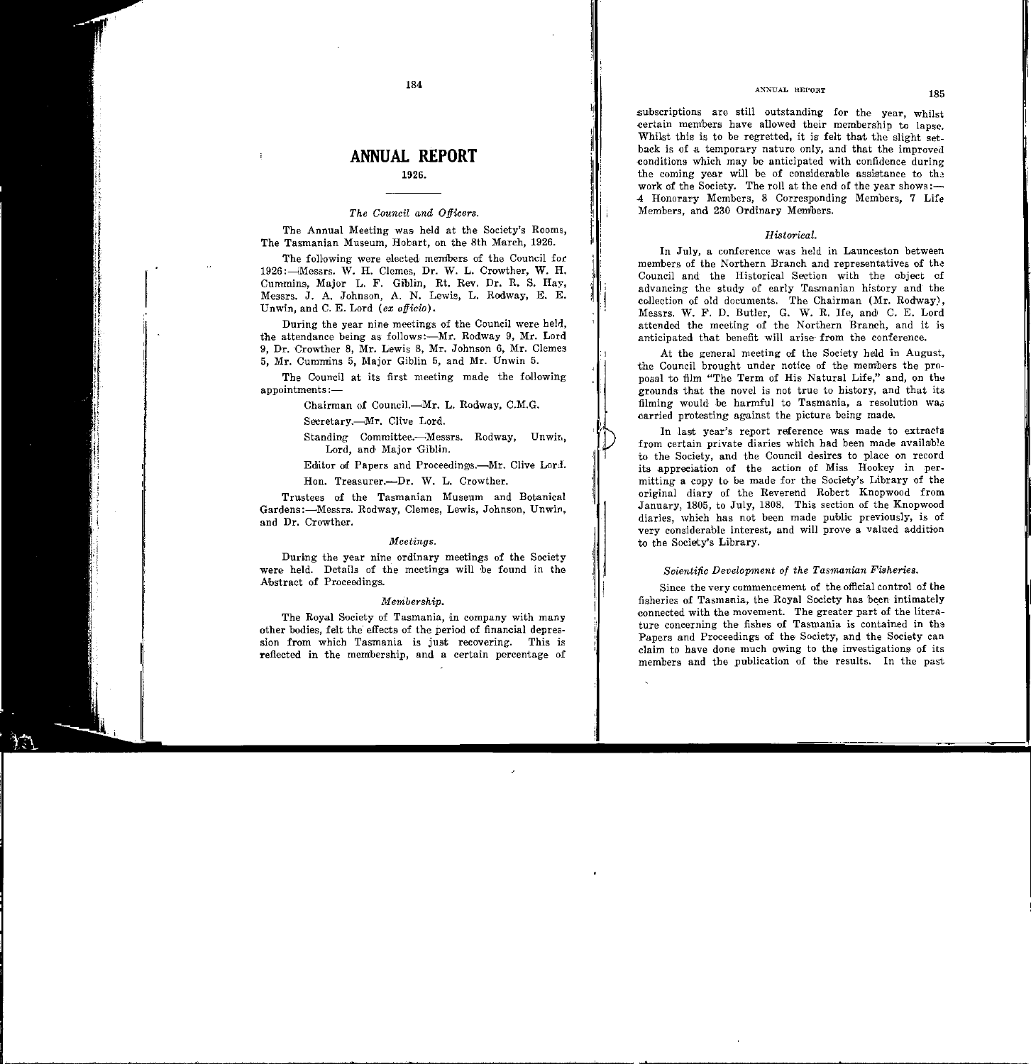# ANNUAL REPORT

## 1926.

### *The Council and Officers.*

The Annual Meeting was held at the Society's Rooms, The Tasmanian Museum, Hobart, on the 8th March, 1926.

The following were elected members of the Council for 1926:—Messrs. W. H. Clemes, Dr. W. L. Crowther, W. H. Cummins, Major L. F. Giblin, Rt. Rev. Dr. R. S. Hay, Messrs. J. A. Johnson, A. N. Lewis, L. Rodway, E. E. Unwin, and C. E. Lord (*ex officio*).

During the year nine meetings of the Council were held, the attendance being as follows:—Mr. Rodway 9, Mr. Lord 9, Dr. Crowther 8, Mr. Lewis 8, Mr. Johnson 6, Mr. Clemes 5, Mr. Cummins 5, Major Giblin 5, and Mr. Unwin 5.

The Council at its first meeting made the following appointments:—

Chairman of Council.—Mr. L. Rodway, C.M.G.

Secretary.—Mr. Clive Lord.

Standing Committee.—Messrs. Rodway, Unwin, Lord, and Major Giblin.

Editor of Papers and Proceedings.—Mr. Clive Lord.

Hon. Treasurer.—Dr. W. L. Crowther.

Trustees of the Tasmanian Museum and Botanical Gardens:—Messrs. Rodway, Clemes, Lewis, Johnson, Unwin, and Dr. Crowther.

### *Meetings.*

During the year nine ordinary meetings of the Society were held. Details of the meetings will be found in the Abstract of Proceedings.

### *Membership.*

The Royal Society of Tasmania, in company with many other bodies, felt the effects of the period of financial depression from which Tasmania is just recovering. This is reflected in the membership, and a certain percentage of subscriptions are still outstanding for the year, whilst certain members have allowed their membership to lapse. Whilst this is to be regretted, it is felt that the slight setback is of a temporary nature only, and that the improved conditions which may be anticipated with confidence during the coming year will be of considerable assistance to the work of the Society. The roll at the end of the year shows:—4 Honorary Members, 8 Corresponding Members, 7 Life Members, and 230 Ordinary Members.

### *Historical.*

In July, a conference was held in Launceston between members of the Northern Branch and representatives of the Council and the Historical Section with the object of advancing the study of early Tasmanian history and the collection of old documents. The Chairman (Mr. Rodway), Messrs. W. F. D. Butler, G. W. R. Ife, and C. E. Lord attended the meeting of the Northern Branch, and it is anticipated that benefit will arise from the conference.

At the general meeting of the Society held in August, the Council brought under notice of the members the proposal to film "The Term of His Natural Life," and, on the grounds that the novel is not true to history, and that its filming would be harmful to Tasmania, a resolution was carried protesting against the picture being made.

In last year's report reference was made to extracts from certain private diaries which had been made available to the Society, and the Council desires to place on record its appreciation of the action of Miss Hookey in permitting a copy to be made for the Society's Library of the original diary of the Reverend Robert Knopwood from January, 1805, to July, 1808. This section of the Knopwood diaries, which has not been made public previously, is of very considerable interest, and will prove a valued addition to the Society's Library.

### *Scientific Development of the Tasmanian Fisheries.*

Since the very commencement of the official control of the fisheries of Tasmania, the Royal Society has been intimately connected with the movement. The greater part of the literature concerning the fishes of Tasmania is contained in the Papers and Proceedings of the Society, and the Society can claim to have done much owing to the investigations of its members and the publication of the results. In the past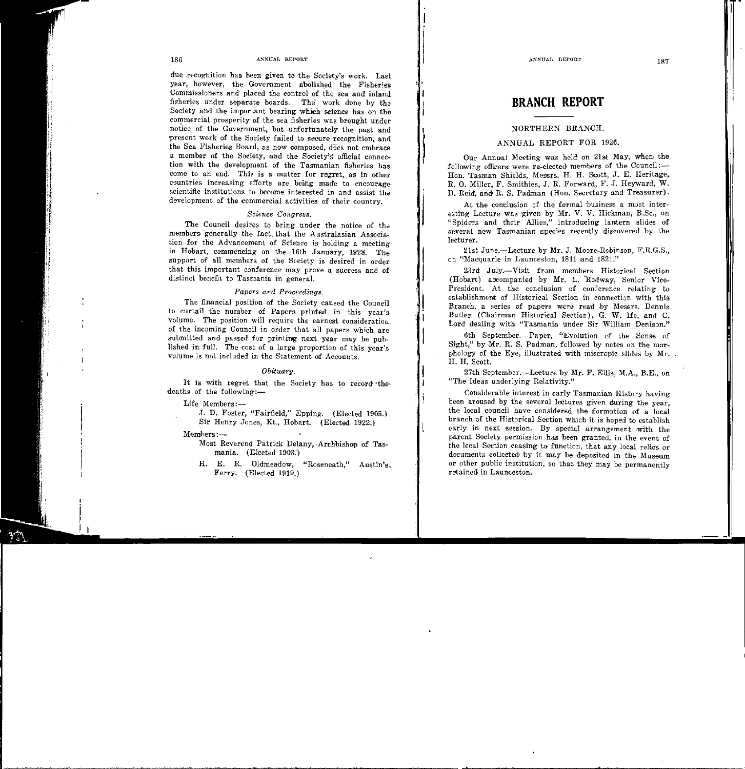due recognition has been given to the Society's work. Last year, however, the Government abolished the Fisheries Commissioners and placed the control of the sea and inland fisheries under separate boards. The work done by the Society and the important bearing which science has on the commercial prosperity of the sea fisheries was brought under notice of the Government, but unfortunately the past and present work of the Society failed to secure recognition, and the Sea Fisheries Board, as now composed, does not embrace a member of the Society, and the Society's official connection with the development of the Tasmanian fisheries has come to an end. This is a matter for regret, as in other countries increasing efforts are being made to encourage scientific institutions to become interested in and assist the development of the commercial activities of their country.

### *Science Congress.*

The Council desires to bring under the notice of the members generally the fact that the Australasian Association for the Advancement of Science is holding a meeting in Hobart, commencing on the 16th January, 1928. The support of all members of the Society is desired in order that this important conference may prove a success and of distinct benefit to Tasmania in general.

### *Papers and Proceedings.*

The financial position of the Society caused the Council to curtail the number of Papers printed in this year's volume. The position will require the earnest consideration of the incoming Council in order that all papers which are submitted and passed for printing next year may be published in full. The cost of a large proportion of this year's volume is not included in the Statement of Accounts.

### *Obituary.*

It is with regret that the Society has to record the deaths of the following:—

Life Members:—

J. D. Foster, "Fairfield," Epping. (Elected 1905.)
Sir Henry Jones, Kt., Hobart. (Elected 1922.)

Members:—

Most Reverend Patrick Delany, Archbishop of Tasmania. (Elected 1903.)
H. E. R. Oldmeadow, "Roseneath," Austin's Ferry. (Elected 1919.)

# BRANCH REPORT

## NORTHERN BRANCH.

### ANNUAL REPORT FOR 1926.

Our Annual Meeting was held on 21st May, when the following officers were re-elected members of the Council:— Hon. Tasman Shields, Messrs. H. H. Scott, J. E. Heritage, R. O. Miller, F. Smithies, J. R. Forward, F. J. Heyward, W. D. Reid, and R. S. Padman (Hon. Secretary and Treasurer).

At the conclusion of the formal business a most interesting Lecture was given by Mr. V. V. Hickman, B.Sc., on "Spiders and their Allies," introducing lantern slides of several new Tasmanian species recently discovered by the lecturer.

21st June.—Lecture by Mr. J. Moore-Robinson, F.R.G.S., on "Macquarie in Launceston, 1811 and 1821."

23rd July.—Visit from members Historical Section (Hobart) accompanied by Mr. L. Rodway, Senior Vice-President. At the conclusion of conference relating to establishment of Historical Section in connection with this Branch, a series of papers were read by Messrs. Dennis Butler (Chairman Historical Section), G. W. Ife, and C. Lord dealing with "Tasmania under Sir William Denison."

6th September.—Paper, "Evolution of the Sense of Sight," by Mr. R. S. Padman, followed by notes on the morphology of the Eye, illustrated with micropic slides by Mr. H. H. Scott.

27th September.—Lecture by Mr. F. Ellis, M.A., B.E., on "The Ideas underlying Relativity."

Considerable interest in early Tasmanian History having been aroused by the several lectures given during the year, the local council have considered the formation of a local branch of the Historical Section which it is hoped to establish early in next session. By special arrangement with the parent Society permission has been granted, in the event of the local Section ceasing to function, that any local relics or documents collected by it may be deposited in the Museum or other public institution, so that they may be permanently retained in Launceston.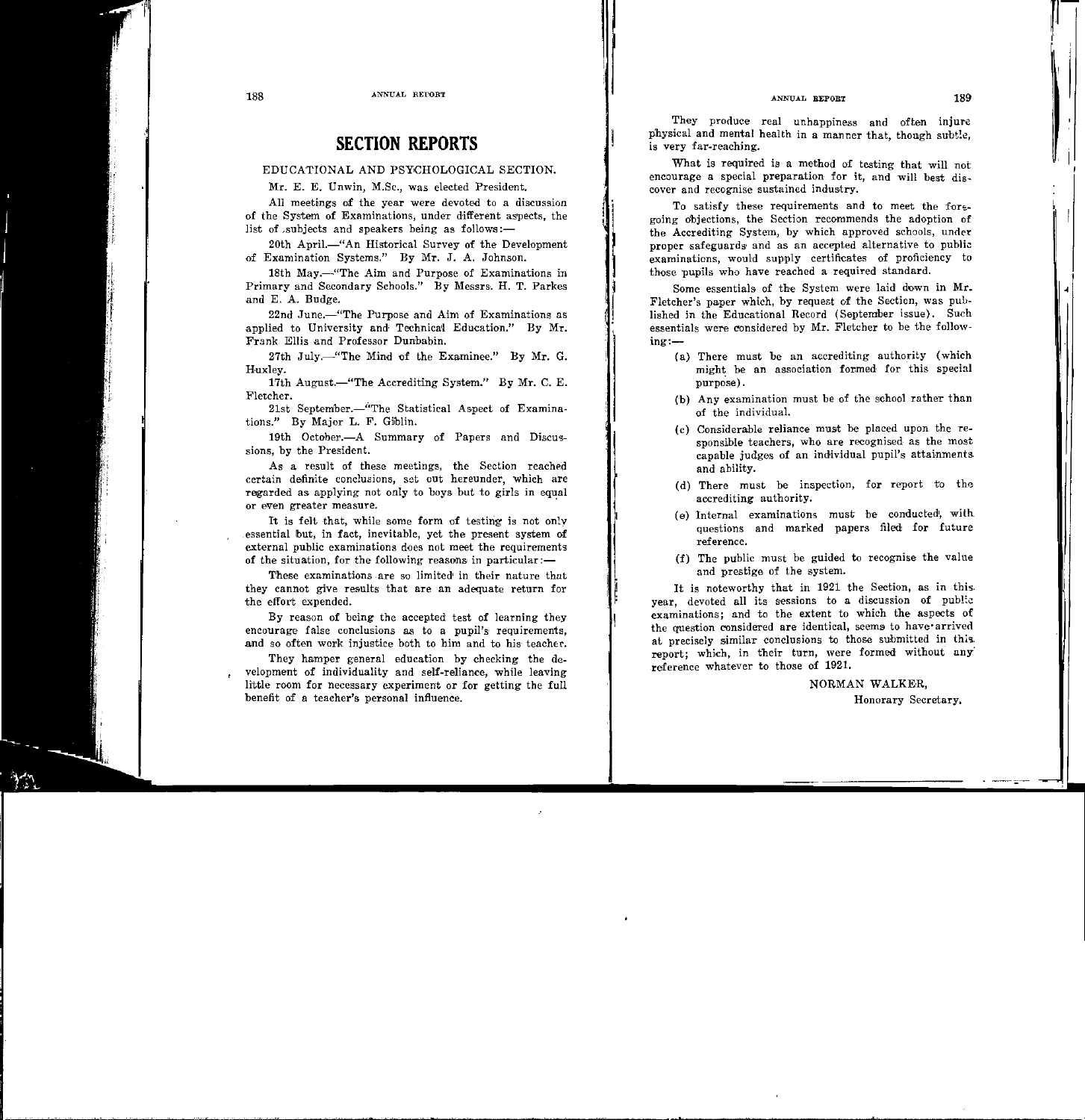## SECTION REPORTS

### EDUCATIONAL AND PSYCHOLOGICAL SECTION.

Mr. E. E. Unwin, M.Sc., was elected President.

All meetings of the year were devoted to a discussion of the System of Examinations, under different aspects, the list of subjects and speakers being as follows:—

20th April.—"An Historical Survey of the Development of Examination Systems." By Mr. J. A. Johnson.

18th May.—"The Aim and Purpose of Examinations in Primary and Secondary Schools." By Messrs. H. T. Parkes and E. A. Budge.

22nd June.—"The Purpose and Aim of Examinations as applied to University and Technical Education." By Mr. Frank Ellis and Professor Dunbabin.

27th July.—"The Mind of the Examinee." By Mr. G. Huxley.

17th August.—"The Accrediting System." By Mr. C. E. Fletcher.

21st September.—"The Statistical Aspect of Examinations." By Major L. F. Giblin.

19th October.—A Summary of Papers and Discussions, by the President.

As a result of these meetings, the Section reached certain definite conclusions, set out hereunder, which are regarded as applying not only to boys but to girls in equal or even greater measure.

It is felt that, while some form of testing is not only essential but, in fact, inevitable, yet the present system of external public examinations does not meet the requirements of the situation, for the following reasons in particular:—

These examinations are so limited in their nature that they cannot give results that are an adequate return for the effort expended.

By reason of being the accepted test of learning they encourage false conclusions as to a pupil's requirements, and so often work injustice both to him and to his teacher.

They hamper general education by checking the development of individuality and self-reliance, while leaving little room for necessary experiment or for getting the full benefit of a teacher's personal influence.

They produce real unhappiness and often injure physical and mental health in a manner that, though subtle, is very far-reaching.

What is required is a method of testing that will not encourage a special preparation for it, and will best discover and recognise sustained industry.

To satisfy these requirements and to meet the foregoing objections, the Section recommends the adoption of the Accrediting System, by which approved schools, under proper safeguards and as an accepted alternative to public examinations, would supply certificates of proficiency to those pupils who have reached a required standard.

Some essentials of the System were laid down in Mr. Fletcher's paper which, by request of the Section, was published in the Educational Record (September issue). Such essentials were considered by Mr. Fletcher to be the following:—

(a) There must be an accrediting authority (which might be an association formed for this special purpose).

(b) Any examination must be of the school rather than of the individual.

(c) Considerable reliance must be placed upon the responsible teachers, who are recognised as the most capable judges of an individual pupil's attainments and ability.

(d) There must be inspection, for report to the accrediting authority.

(e) Internal examinations must be conducted, with questions and marked papers filed for future reference.

(f) The public must be guided to recognise the value and prestige of the system.

It is noteworthy that in 1921 the Section, as in this year, devoted all its sessions to a discussion of public examinations; and to the extent to which the aspects of the question considered are identical, seems to have arrived at precisely similar conclusions to those submitted in this report; which, in their turn, were formed without any reference whatever to those of 1921.

NORMAN WALKER,
Honorary Secretary.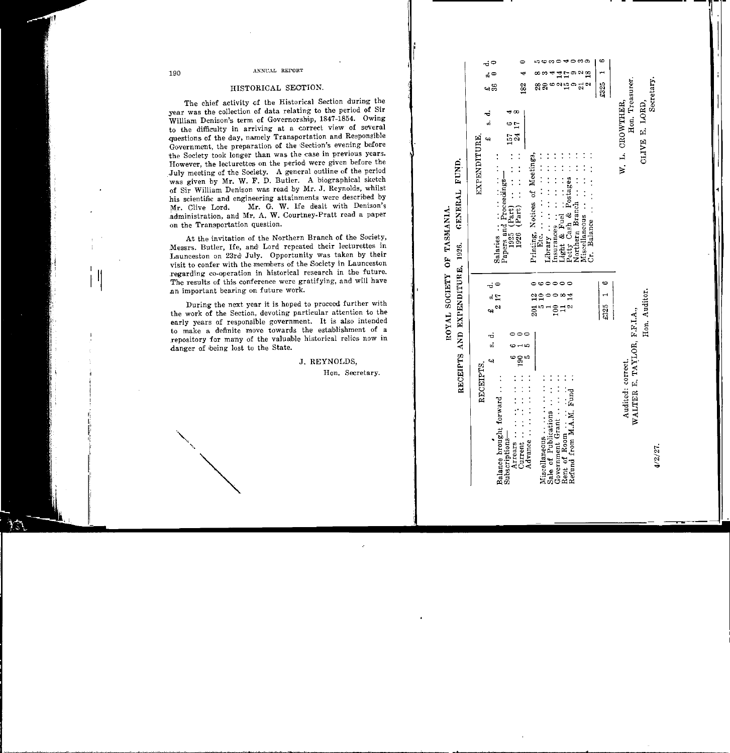## HISTORICAL SECTION.

The chief activity of the Historical Section during the year was the collection of data relating to the period of Sir William Denison's term of Governorship, 1847-1854. Owing to the difficulty in arriving at a correct view of several questions of the day, namely Transportation and Responsible Government, the preparation of the Section's evening before the Society took longer than was the case in previous years. However, the lecturettes on the period were given before the July meeting of the Society. A general outline of the period was given by Mr. W. F. D. Butler. A biographical sketch of Sir William Denison was read by Mr. J. Reynolds, whilst his scientific and engineering attainments were described by Mr. Clive Lord. Mr. G. W. Ife dealt with Denison's administration, and Mr. A. W. Courtney-Pratt read a paper on the Transportation question.

At the invitation of the Northern Branch of the Society, Messrs. Butler, Ife, and Lord repeated their lecturettes in Launceston on 23rd July. Opportunity was taken by their visit to confer with the members of the Society in Launceston regarding co-operation in historical research in the future. The results of this conference were gratifying, and will have an important bearing on future work.

During the next year it is hoped to proceed further with the work of the Section, devoting particular attention to the early years of responsible government. It is also intended to make a definite move towards the establishment of a repository for many of the valuable historical relics now in danger of being lost to the State.

J. REYNOLDS,
Hon. Secretary.

## ROYAL SOCIETY OF TASMANIA.

### RECEIPTS AND EXPENDITURE, 1926. GENERAL FUND.

**RECEIPTS.**

| | £ | s. | d. | £ | s. | d. |
|---|---|---|---|---|---|---|
| Balance brought forward | | | | 2 | 17 | 0 |
| Subscriptions— | | | | | | |
| Arrears | 6 | 6 | 0 | | | |
| Current | 190 | 1 | 0 | | | |
| Advance | 5 | 5 | 0 | | | |
| | | | | 201 | 12 | 0 |
| Miscellaneous | | | | 5 | 10 | 6 |
| Sale of Publications | | | | 1 | 0 | 0 |
| Government Grant | | | | 100 | 0 | 0 |
| Rent of Room | | | | 11 | 8 | 0 |
| Refund from M.A.M. Fund | | | | 2 | 14 | 0 |
| | | | | £325 | 1 | 6 |

**EXPENDITURE.**

| | £ | s. | d. | £ | s. | d. |
|---|---|---|---|---|---|---|
| Salaries | | | | 36 | 0 | 0 |
| Papers and Proceedings— | | | | | | |
| 1925 (Part) | 157 | 6 | 4 | | | |
| 1926 (Part) | 24 | 17 | 8 | | | |
| | | | | 182 | 4 | 0 |
| Printing, Notices of Meetings, Etc. | | | | 28 | 8 | 5 |
| Library | | | | 20 | 3 | 6 |
| Insurances | | | | 6 | 4 | 3 |
| Light & Fuel | | | | 2 | 14 | 0 |
| Petty Cash & Postages | | | | 15 | 17 | 4 |
| Northern Branch | | | | 9 | 9 | 0 |
| Miscellaneous | | | | 21 | 2 | 3 |
| Cr. Balance | | | | 2 | 18 | 9 |
| | | | | £325 | 1 | 6 |

Audited: correct.
WALTER E. TAYLOR, F.F.I.A.,
Hon. Auditor.

4/2/27.

W. L. CROWTHER,
Hon. Treasurer.

CLIVE E. LORD,
Secretary.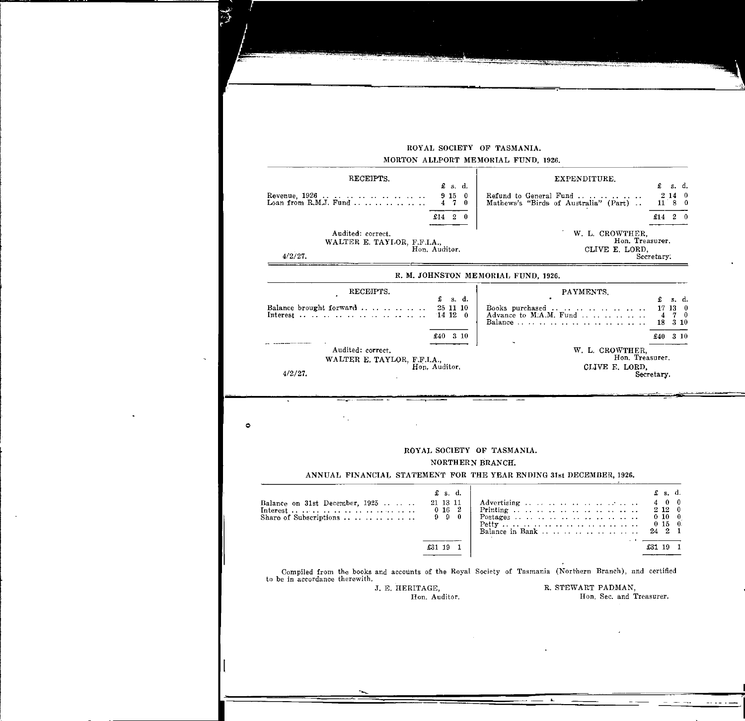ROYAL SOCIETY OF TASMANIA.

MORTON ALLPORT MEMORIAL FUND, 1926.

| RECEIPTS. | £ s. d. | EXPENDITURE. | £ s. d. |
|---|---|---|---|
| Revenue, 1926 | 9 15 0 | Refund to General Fund | 2 14 0 |
| Loan from R.M.J. Fund | 4 7 0 | Mathews's "Birds of Australia" (Part) | 11 8 0 |
| | £14 2 0 | | £14 2 0 |

Audited: correct.
WALTER E. TAYLOR, F.F.I.A.,
Hon. Auditor.

4/2/27.

W. L. CROWTHER,
Hon. Treasurer.
CLIVE E. LORD,
Secretary.

R. M. JOHNSTON MEMORIAL FUND, 1926.

| RECEIPTS. | £ s. d. | PAYMENTS. | £ s. d. |
|---|---|---|---|
| Balance brought forward | 25 11 10 | Books purchased | 17 13 0 |
| Interest | 14 12 0 | Advance to M.A.M. Fund | 4 7 0 |
| | | Balance | 18 3 10 |
| | £40 3 10 | | £40 3 10 |

Audited: correct.
WALTER E. TAYLOR, F.F.I.A.,
Hon. Auditor.

4/2/27.

W. L. CROWTHER,
Hon. Treasurer.
CLIVE E. LORD,
Secretary.

ROYAL SOCIETY OF TASMANIA.

NORTHERN BRANCH.

ANNUAL FINANCIAL STATEMENT FOR THE YEAR ENDING 31st DECEMBER, 1926.

| | £ s. d. | | £ s. d. |
|---|---|---|---|
| Balance on 31st December, 1925 | 21 13 11 | Advertising | 4 0 0 |
| Interest | 0 16 2 | Printing | 2 12 0 |
| Share of Subscriptions | 9 9 0 | Postages | 0 10 0 |
| | | Petty | 0 15 0 |
| | | Balance in Bank | 24 2 1 |
| | £31 19 1 | | £31 19 1 |

Compiled from the books and accounts of the Royal Society of Tasmania (Northern Branch), and certified to be in accordance therewith.

J. E. HERITAGE,
Hon. Auditor.

R. STEWART PADMAN,
Hon. Sec. and Treasurer.